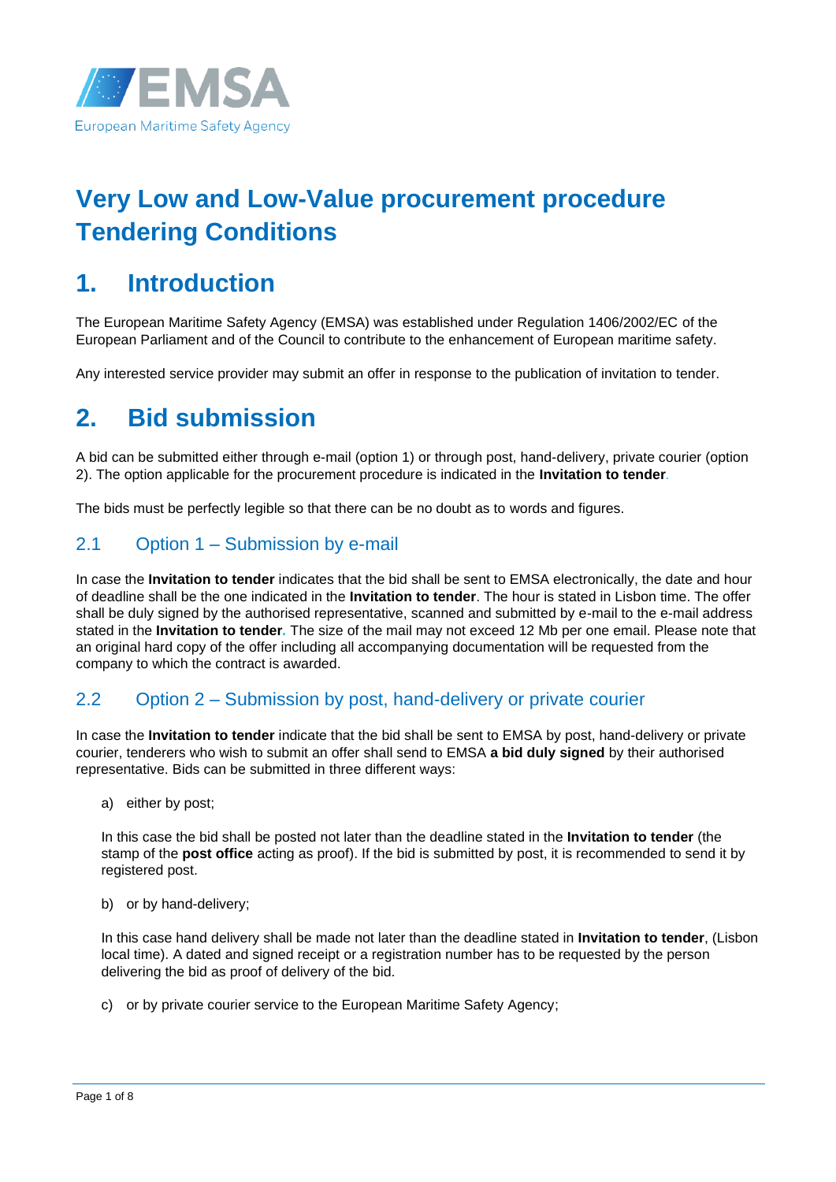European Maritime Safety Agency

# Very Low and Low-Value procurement procedure Tendering Conditions

## 1. Introduction

The European Maritime Safety Agency (EMSA) was established under Regulation 1406/2002/EC of the European Parliament and of the Council to contribute to the enhancement of European maritime safety.

Any interested service provider may submit an offer in response to the publication of invitation to tender.

## 2. Bid submission

A bid can be submitted either through e-mail (option 1) or through post, hand-delivery, private courier (option 2). The option applicable for the procurement procedure is indicated in the **Invitation to tender**.

The bids must be perfectly legible so that there can be no doubt as to words and figures.

### 2.1 Option 1 – Submission by e-mail

In case the **Invitation to tender** indicates that the bid shall be sent to EMSA electronically, the date and hour of deadline shall be the one indicated in the **Invitation to tender**. The hour is stated in Lisbon time. The offer shall be duly signed by the authorised representative, scanned and submitted by e-mail to the e-mail address stated in the **Invitation to tender**. The size of the mail may not exceed 12 Mb per one email. Please note that an original hard copy of the offer including all accompanying documentation will be requested from the company to which the contract is awarded.

### 2.2 Option 2 – Submission by post, hand-delivery or private courier

In case the **Invitation to tender** indicate that the bid shall be sent to EMSA by post, hand-delivery or private courier, tenderers who wish to submit an offer shall send to EMSA **a bid duly signed** by their authorised representative. Bids can be submitted in three different ways:

a) either by post;

In this case the bid shall be posted not later than the deadline stated in the **Invitation to tender** (the stamp of the **post office** acting as proof). If the bid is submitted by post, it is recommended to send it by registered post.

b) or by hand-delivery;

In this case hand delivery shall be made not later than the deadline stated in **Invitation to tender**, (Lisbon local time). A dated and signed receipt or a registration number has to be requested by the person delivering the bid as proof of delivery of the bid.

c) or by private courier service to the European Maritime Safety Agency;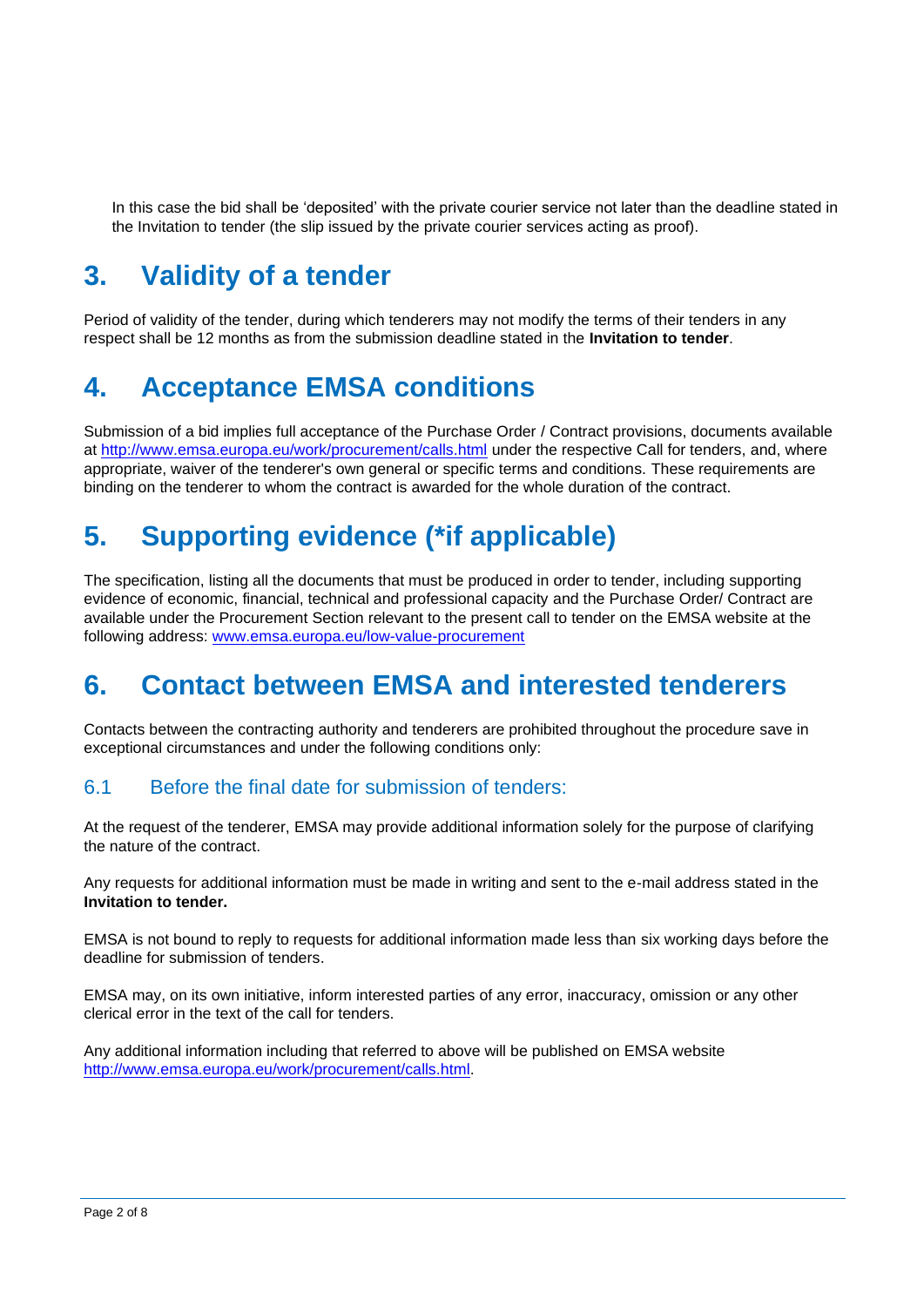In this case the bid shall be 'deposited' with the private courier service not later than the deadline stated in the Invitation to tender (the slip issued by the private courier services acting as proof).

# 3. Validity of a tender

Period of validity of the tender, during which tenderers may not modify the terms of their tenders in any respect shall be 12 months as from the submission deadline stated in the **Invitation to tender**.

# 4. Acceptance EMSA conditions

Submission of a bid implies full acceptance of the Purchase Order / Contract provisions, documents available at http://www.emsa.europa.eu/work/procurement/calls.html under the respective Call for tenders, and, where appropriate, waiver of the tenderer's own general or specific terms and conditions. These requirements are binding on the tenderer to whom the contract is awarded for the whole duration of the contract.

# 5. Supporting evidence (*if applicable)

The specification, listing all the documents that must be produced in order to tender, including supporting evidence of economic, financial, technical and professional capacity and the Purchase Order/ Contract are available under the Procurement Section relevant to the present call to tender on the EMSA website at the following address: www.emsa.europa.eu/low-value-procurement

# 6. Contact between EMSA and interested tenderers

Contacts between the contracting authority and tenderers are prohibited throughout the procedure save in exceptional circumstances and under the following conditions only:

## 6.1 Before the final date for submission of tenders:

At the request of the tenderer, EMSA may provide additional information solely for the purpose of clarifying the nature of the contract.

Any requests for additional information must be made in writing and sent to the e-mail address stated in the **Invitation to tender.**

EMSA is not bound to reply to requests for additional information made less than six working days before the deadline for submission of tenders.

EMSA may, on its own initiative, inform interested parties of any error, inaccuracy, omission or any other clerical error in the text of the call for tenders.

Any additional information including that referred to above will be published on EMSA website http://www.emsa.europa.eu/work/procurement/calls.html.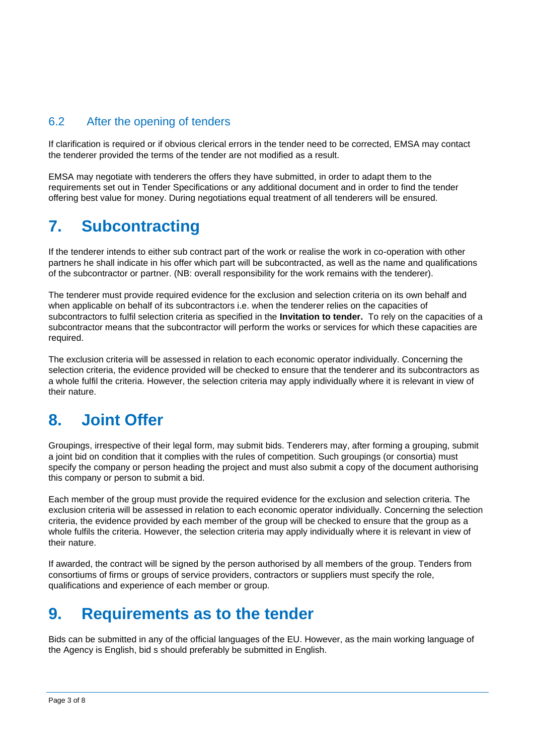### 6.2 After the opening of tenders

If clarification is required or if obvious clerical errors in the tender need to be corrected, EMSA may contact the tenderer provided the terms of the tender are not modified as a result.

EMSA may negotiate with tenderers the offers they have submitted, in order to adapt them to the requirements set out in Tender Specifications or any additional document and in order to find the tender offering best value for money. During negotiations equal treatment of all tenderers will be ensured.

## 7. Subcontracting

If the tenderer intends to either sub contract part of the work or realise the work in co-operation with other partners he shall indicate in his offer which part will be subcontracted, as well as the name and qualifications of the subcontractor or partner. (NB: overall responsibility for the work remains with the tenderer).

The tenderer must provide required evidence for the exclusion and selection criteria on its own behalf and when applicable on behalf of its subcontractors i.e. when the tenderer relies on the capacities of subcontractors to fulfil selection criteria as specified in the **Invitation to tender.** To rely on the capacities of a subcontractor means that the subcontractor will perform the works or services for which these capacities are required.

The exclusion criteria will be assessed in relation to each economic operator individually. Concerning the selection criteria, the evidence provided will be checked to ensure that the tenderer and its subcontractors as a whole fulfil the criteria. However, the selection criteria may apply individually where it is relevant in view of their nature.

## 8. Joint Offer

Groupings, irrespective of their legal form, may submit bids. Tenderers may, after forming a grouping, submit a joint bid on condition that it complies with the rules of competition. Such groupings (or consortia) must specify the company or person heading the project and must also submit a copy of the document authorising this company or person to submit a bid.

Each member of the group must provide the required evidence for the exclusion and selection criteria. The exclusion criteria will be assessed in relation to each economic operator individually. Concerning the selection criteria, the evidence provided by each member of the group will be checked to ensure that the group as a whole fulfils the criteria. However, the selection criteria may apply individually where it is relevant in view of their nature.

If awarded, the contract will be signed by the person authorised by all members of the group. Tenders from consortiums of firms or groups of service providers, contractors or suppliers must specify the role, qualifications and experience of each member or group.

## 9. Requirements as to the tender

Bids can be submitted in any of the official languages of the EU. However, as the main working language of the Agency is English, bid s should preferably be submitted in English.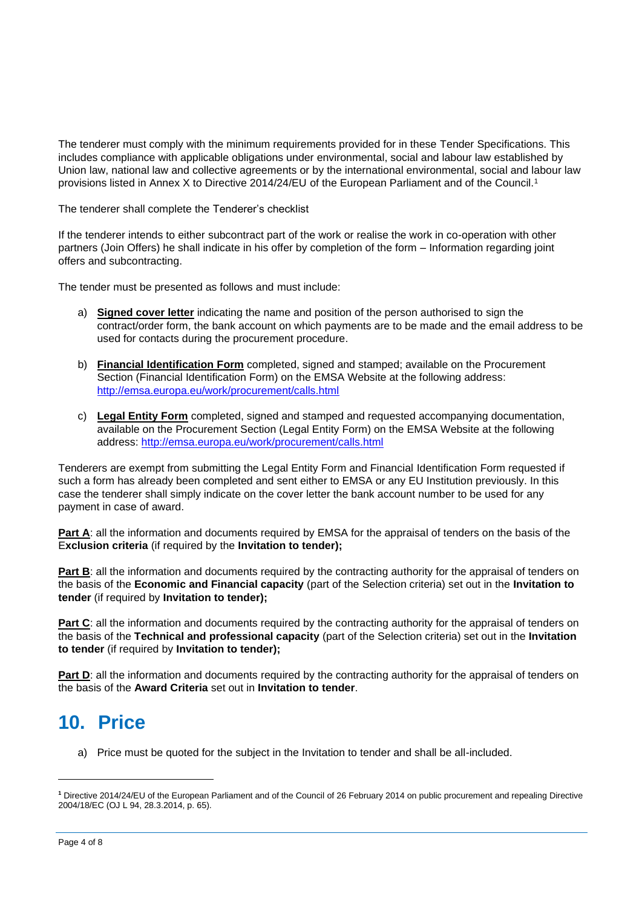The tenderer must comply with the minimum requirements provided for in these Tender Specifications. This includes compliance with applicable obligations under environmental, social and labour law established by Union law, national law and collective agreements or by the international environmental, social and labour law provisions listed in Annex X to Directive 2014/24/EU of the European Parliament and of the Council.[1]

The tenderer shall complete the Tenderer's checklist

If the tenderer intends to either subcontract part of the work or realise the work in co-operation with other partners (Join Offers) he shall indicate in his offer by completion of the form – Information regarding joint offers and subcontracting.

The tender must be presented as follows and must include:

a) **Signed cover letter** indicating the name and position of the person authorised to sign the contract/order form, the bank account on which payments are to be made and the email address to be used for contacts during the procurement procedure.

b) **Financial Identification Form** completed, signed and stamped; available on the Procurement Section (Financial Identification Form) on the EMSA Website at the following address: http://emsa.europa.eu/work/procurement/calls.html

c) **Legal Entity Form** completed, signed and stamped and requested accompanying documentation, available on the Procurement Section (Legal Entity Form) on the EMSA Website at the following address: http://emsa.europa.eu/work/procurement/calls.html

Tenderers are exempt from submitting the Legal Entity Form and Financial Identification Form requested if such a form has already been completed and sent either to EMSA or any EU Institution previously. In this case the tenderer shall simply indicate on the cover letter the bank account number to be used for any payment in case of award.

**Part A**: all the information and documents required by EMSA for the appraisal of tenders on the basis of the E**xclusion criteria** (if required by the **Invitation to tender);**

**Part B**: all the information and documents required by the contracting authority for the appraisal of tenders on the basis of the **Economic and Financial capacity** (part of the Selection criteria) set out in the **Invitation to tender** (if required by **Invitation to tender);**

**Part C**: all the information and documents required by the contracting authority for the appraisal of tenders on the basis of the **Technical and professional capacity** (part of the Selection criteria) set out in the **Invitation to tender** (if required by **Invitation to tender);**

**Part D**: all the information and documents required by the contracting authority for the appraisal of tenders on the basis of the **Award Criteria** set out in **Invitation to tender**.

# 10. Price

a) Price must be quoted for the subject in the Invitation to tender and shall be all-included.

---

[1] Directive 2014/24/EU of the European Parliament and of the Council of 26 February 2014 on public procurement and repealing Directive 2004/18/EC (OJ L 94, 28.3.2014, p. 65).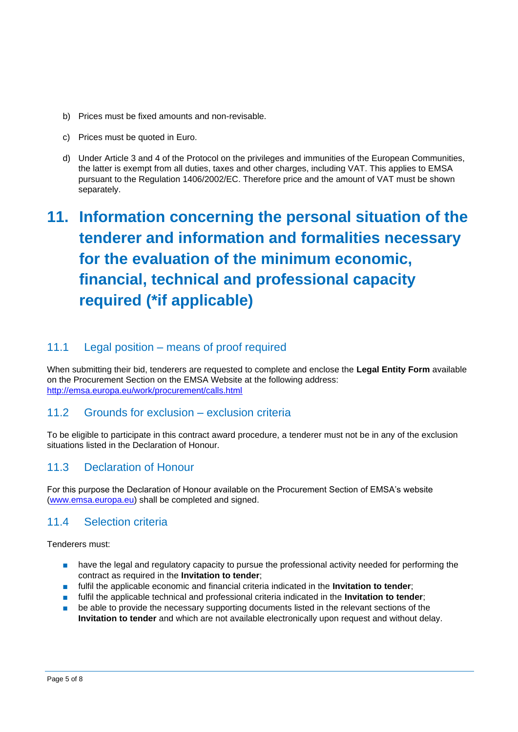b) Prices must be fixed amounts and non-revisable.

c) Prices must be quoted in Euro.

d) Under Article 3 and 4 of the Protocol on the privileges and immunities of the European Communities, the latter is exempt from all duties, taxes and other charges, including VAT. This applies to EMSA pursuant to the Regulation 1406/2002/EC. Therefore price and the amount of VAT must be shown separately.

# 11. Information concerning the personal situation of the tenderer and information and formalities necessary for the evaluation of the minimum economic, financial, technical and professional capacity required (*if applicable)

## 11.1 Legal position – means of proof required

When submitting their bid, tenderers are requested to complete and enclose the **Legal Entity Form** available on the Procurement Section on the EMSA Website at the following address: [http://emsa.europa.eu/work/procurement/calls.html](http://emsa.europa.eu/work/procurement/calls.html)

## 11.2 Grounds for exclusion – exclusion criteria

To be eligible to participate in this contract award procedure, a tenderer must not be in any of the exclusion situations listed in the Declaration of Honour.

## 11.3 Declaration of Honour

For this purpose the Declaration of Honour available on the Procurement Section of EMSA's website ([www.emsa.europa.eu](http://www.emsa.europa.eu)) shall be completed and signed.

## 11.4 Selection criteria

Tenderers must:

- have the legal and regulatory capacity to pursue the professional activity needed for performing the contract as required in the **Invitation to tender**;
- fulfil the applicable economic and financial criteria indicated in the **Invitation to tender**;
- fulfil the applicable technical and professional criteria indicated in the **Invitation to tender**;
- be able to provide the necessary supporting documents listed in the relevant sections of the **Invitation to tender** and which are not available electronically upon request and without delay.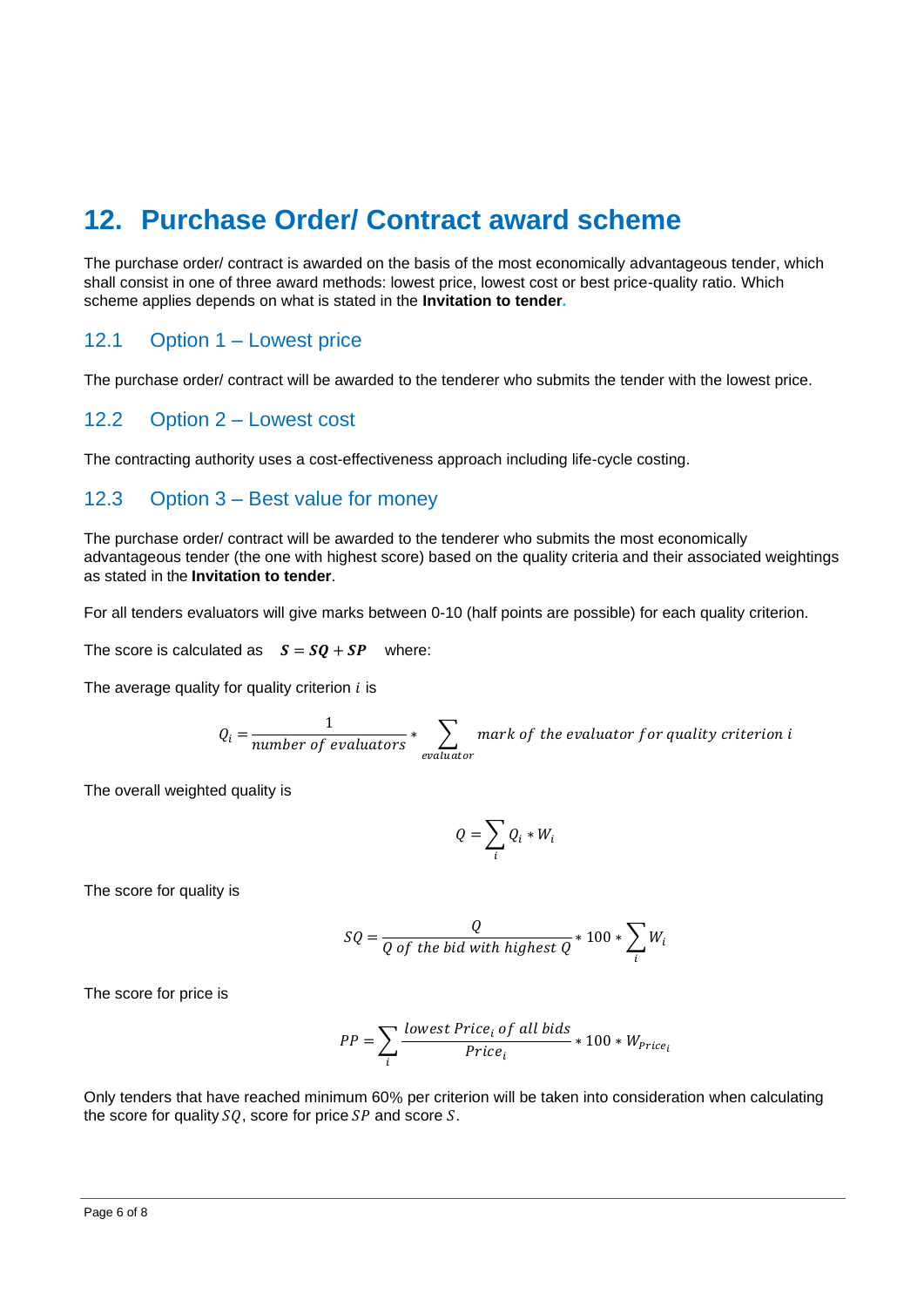# 12. Purchase Order/ Contract award scheme

The purchase order/ contract is awarded on the basis of the most economically advantageous tender, which shall consist in one of three award methods: lowest price, lowest cost or best price-quality ratio. Which scheme applies depends on what is stated in the **Invitation to tender**.

## 12.1 Option 1 – Lowest price

The purchase order/ contract will be awarded to the tenderer who submits the tender with the lowest price.

## 12.2 Option 2 – Lowest cost

The contracting authority uses a cost-effectiveness approach including life-cycle costing.

## 12.3 Option 3 – Best value for money

The purchase order/ contract will be awarded to the tenderer who submits the most economically advantageous tender (the one with highest score) based on the quality criteria and their associated weightings as stated in the **Invitation to tender**.

For all tenders evaluators will give marks between 0-10 (half points are possible) for each quality criterion.

The score is calculated as $\boldsymbol{S = SQ + SP}$ where:

The average quality for quality criterion $i$ is

$$Q_i = \frac{1}{number\ of\ evaluators} * \sum_{evaluator} mark\ of\ the\ evaluator\ for\ quality\ criterion\ i$$

The overall weighted quality is

$$Q = \sum_i Q_i * W_i$$

The score for quality is

$$SQ = \frac{Q}{Q\ of\ the\ bid\ with\ highest\ Q} * 100 * \sum_i W_i$$

The score for price is

$$PP = \sum_i \frac{lowest\ Price_i\ of\ all\ bids}{Price_i} * 100 * W_{Price_i}$$

Only tenders that have reached minimum 60% per criterion will be taken into consideration when calculating the score for quality $SQ$, score for price $SP$ and score $S$.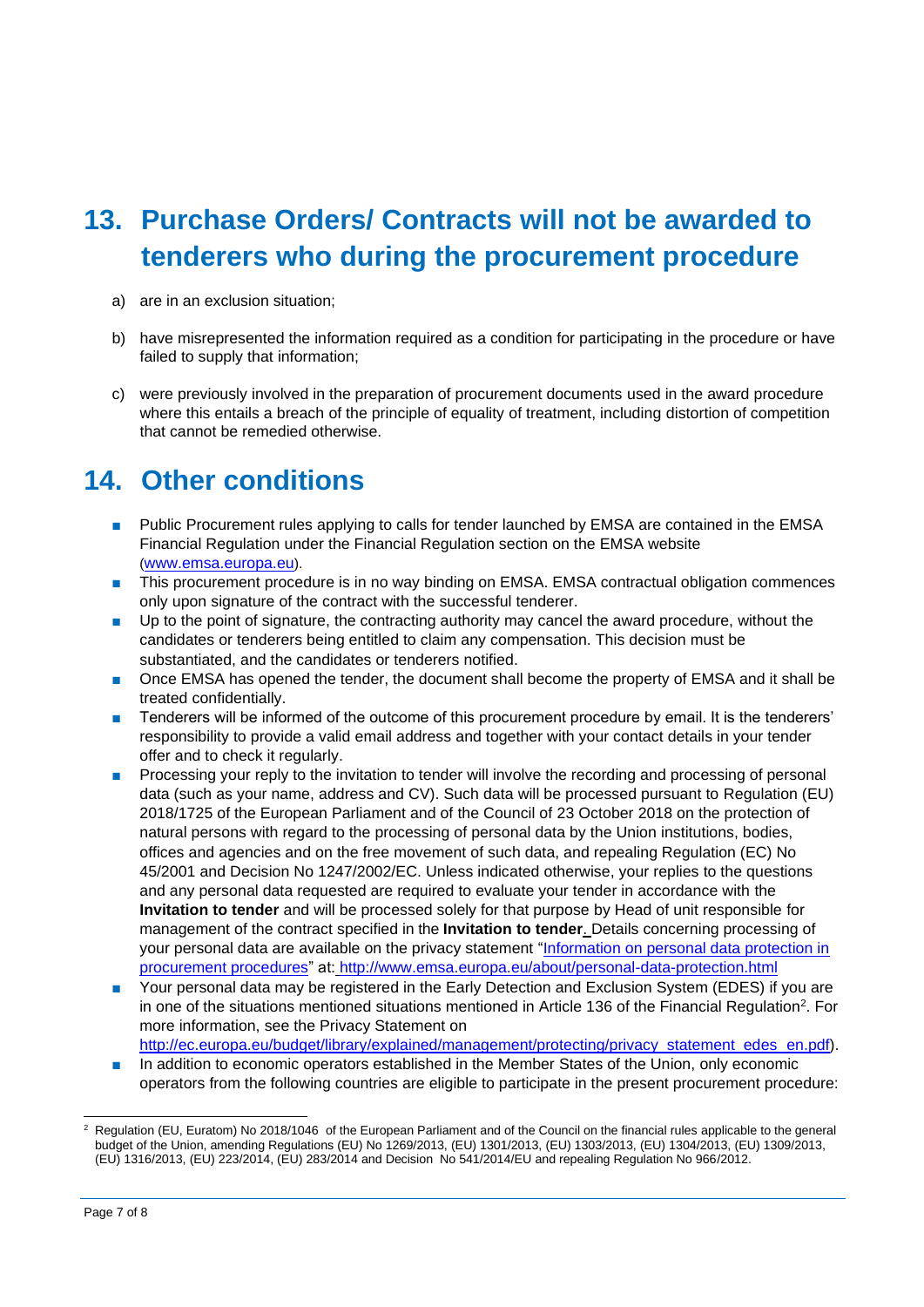## 13. Purchase Orders/ Contracts will not be awarded to tenderers who during the procurement procedure

a) are in an exclusion situation;

b) have misrepresented the information required as a condition for participating in the procedure or have failed to supply that information;

c) were previously involved in the preparation of procurement documents used in the award procedure where this entails a breach of the principle of equality of treatment, including distortion of competition that cannot be remedied otherwise.

## 14. Other conditions

- Public Procurement rules applying to calls for tender launched by EMSA are contained in the EMSA Financial Regulation under the Financial Regulation section on the EMSA website (www.emsa.europa.eu).
- This procurement procedure is in no way binding on EMSA. EMSA contractual obligation commences only upon signature of the contract with the successful tenderer.
- Up to the point of signature, the contracting authority may cancel the award procedure, without the candidates or tenderers being entitled to claim any compensation. This decision must be substantiated, and the candidates or tenderers notified.
- Once EMSA has opened the tender, the document shall become the property of EMSA and it shall be treated confidentially.
- Tenderers will be informed of the outcome of this procurement procedure by email. It is the tenderers' responsibility to provide a valid email address and together with your contact details in your tender offer and to check it regularly.
- Processing your reply to the invitation to tender will involve the recording and processing of personal data (such as your name, address and CV). Such data will be processed pursuant to Regulation (EU) 2018/1725 of the European Parliament and of the Council of 23 October 2018 on the protection of natural persons with regard to the processing of personal data by the Union institutions, bodies, offices and agencies and on the free movement of such data, and repealing Regulation (EC) No 45/2001 and Decision No 1247/2002/EC. Unless indicated otherwise, your replies to the questions and any personal data requested are required to evaluate your tender in accordance with the **Invitation to tender** and will be processed solely for that purpose by Head of unit responsible for management of the contract specified in the **Invitation to tender**. Details concerning processing of your personal data are available on the privacy statement "Information on personal data protection in procurement procedures" at: http://www.emsa.europa.eu/about/personal-data-protection.html
- Your personal data may be registered in the Early Detection and Exclusion System (EDES) if you are in one of the situations mentioned situations mentioned in Article 136 of the Financial Regulation[2]. For more information, see the Privacy Statement on http://ec.europa.eu/budget/library/explained/management/protecting/privacy_statement_edes_en.pdf).
- In addition to economic operators established in the Member States of the Union, only economic operators from the following countries are eligible to participate in the present procurement procedure:

[2] Regulation (EU, Euratom) No 2018/1046 of the European Parliament and of the Council on the financial rules applicable to the general budget of the Union, amending Regulations (EU) No 1269/2013, (EU) 1301/2013, (EU) 1303/2013, (EU) 1304/2013, (EU) 1309/2013, (EU) 1316/2013, (EU) 223/2014, (EU) 283/2014 and Decision No 541/2014/EU and repealing Regulation No 966/2012.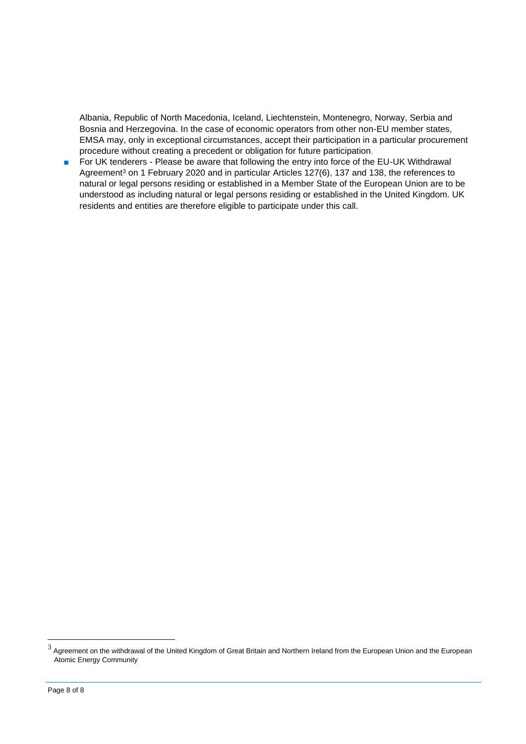Albania, Republic of North Macedonia, Iceland, Liechtenstein, Montenegro, Norway, Serbia and Bosnia and Herzegovina. In the case of economic operators from other non-EU member states, EMSA may, only in exceptional circumstances, accept their participation in a particular procurement procedure without creating a precedent or obligation for future participation.

- For UK tenderers - Please be aware that following the entry into force of the EU-UK Withdrawal Agreement[3] on 1 February 2020 and in particular Articles 127(6), 137 and 138, the references to natural or legal persons residing or established in a Member State of the European Union are to be understood as including natural or legal persons residing or established in the United Kingdom. UK residents and entities are therefore eligible to participate under this call.

---

[3] Agreement on the withdrawal of the United Kingdom of Great Britain and Northern Ireland from the European Union and the European Atomic Energy Community